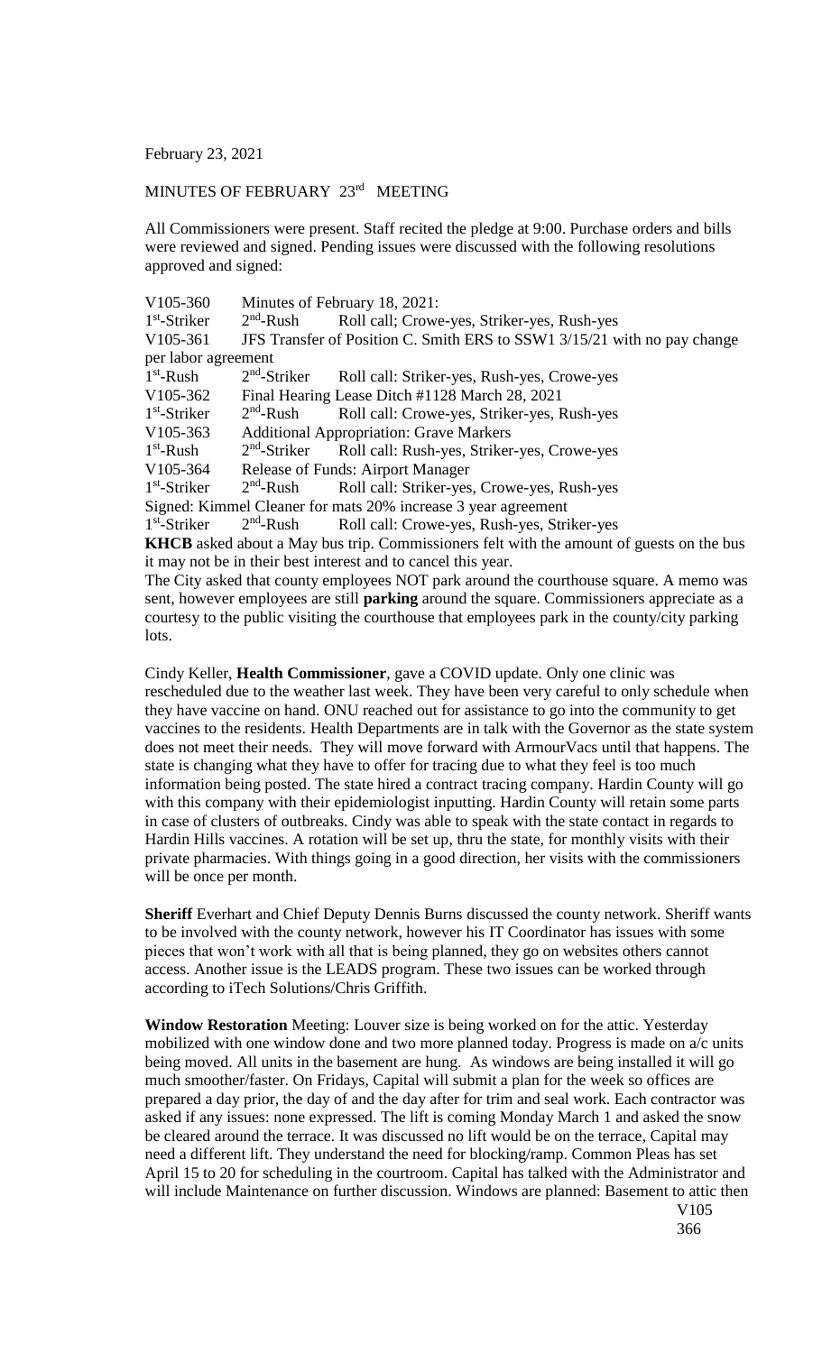February 23, 2021

MINUTES OF FEBRUARY 23rd MEETING

All Commissioners were present. Staff recited the pledge at 9:00. Purchase orders and bills were reviewed and signed. Pending issues were discussed with the following resolutions approved and signed:

V105-360 Minutes of February 18, 2021:
1st-Striker 2nd-Rush Roll call; Crowe-yes, Striker-yes, Rush-yes
V105-361 JFS Transfer of Position C. Smith ERS to SSW1 3/15/21 with no pay change per labor agreement
1st-Rush 2nd-Striker Roll call: Striker-yes, Rush-yes, Crowe-yes
V105-362 Final Hearing Lease Ditch #1128 March 28, 2021
1st-Striker 2nd-Rush Roll call: Crowe-yes, Striker-yes, Rush-yes
V105-363 Additional Appropriation: Grave Markers
1st-Rush 2nd-Striker Roll call: Rush-yes, Striker-yes, Crowe-yes
V105-364 Release of Funds: Airport Manager
1st-Striker 2nd-Rush Roll call: Striker-yes, Crowe-yes, Rush-yes
Signed: Kimmel Cleaner for mats 20% increase 3 year agreement
1st-Striker 2nd-Rush Roll call: Crowe-yes, Rush-yes, Striker-yes

**KHCB** asked about a May bus trip. Commissioners felt with the amount of guests on the bus it may not be in their best interest and to cancel this year.

The City asked that county employees NOT park around the courthouse square. A memo was sent, however employees are still **parking** around the square. Commissioners appreciate as a courtesy to the public visiting the courthouse that employees park in the county/city parking lots.

Cindy Keller, **Health Commissioner**, gave a COVID update. Only one clinic was rescheduled due to the weather last week. They have been very careful to only schedule when they have vaccine on hand. ONU reached out for assistance to go into the community to get vaccines to the residents. Health Departments are in talk with the Governor as the state system does not meet their needs. They will move forward with ArmourVacs until that happens. The state is changing what they have to offer for tracing due to what they feel is too much information being posted. The state hired a contract tracing company. Hardin County will go with this company with their epidemiologist inputting. Hardin County will retain some parts in case of clusters of outbreaks. Cindy was able to speak with the state contact in regards to Hardin Hills vaccines. A rotation will be set up, thru the state, for monthly visits with their private pharmacies. With things going in a good direction, her visits with the commissioners will be once per month.

**Sheriff** Everhart and Chief Deputy Dennis Burns discussed the county network. Sheriff wants to be involved with the county network, however his IT Coordinator has issues with some pieces that won't work with all that is being planned, they go on websites others cannot access. Another issue is the LEADS program. These two issues can be worked through according to iTech Solutions/Chris Griffith.

**Window Restoration** Meeting: Louver size is being worked on for the attic. Yesterday mobilized with one window done and two more planned today. Progress is made on a/c units being moved. All units in the basement are hung. As windows are being installed it will go much smoother/faster. On Fridays, Capital will submit a plan for the week so offices are prepared a day prior, the day of and the day after for trim and seal work. Each contractor was asked if any issues: none expressed. The lift is coming Monday March 1 and asked the snow be cleared around the terrace. It was discussed no lift would be on the terrace, Capital may need a different lift. They understand the need for blocking/ramp. Common Pleas has set April 15 to 20 for scheduling in the courtroom. Capital has talked with the Administrator and will include Maintenance on further discussion. Windows are planned: Basement to attic then

V105
366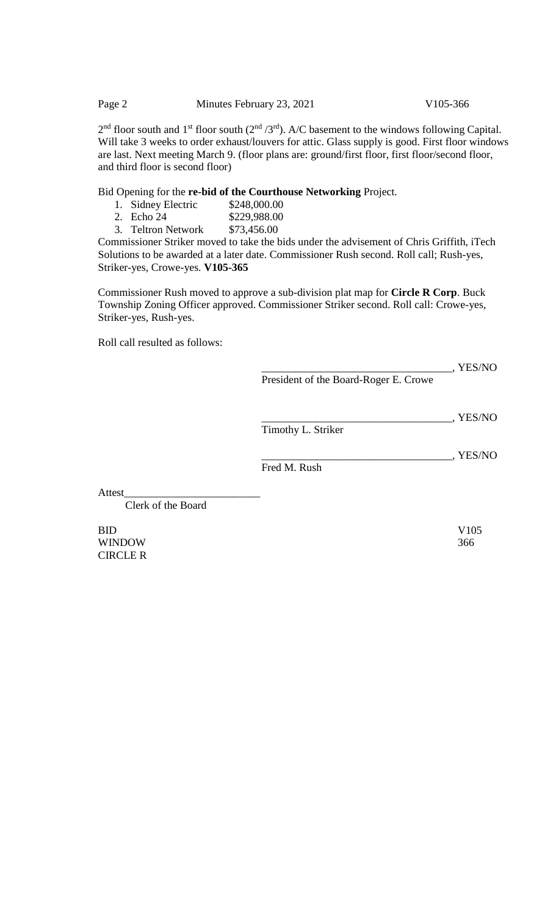2nd floor south and 1st floor south (2nd /3rd). A/C basement to the windows following Capital. Will take 3 weeks to order exhaust/louvers for attic. Glass supply is good. First floor windows are last. Next meeting March 9. (floor plans are: ground/first floor, first floor/second floor, and third floor is second floor)

Bid Opening for the **re-bid of the Courthouse Networking** Project.

1. Sidney Electric $248,000.00
2. Echo 24 $229,988.00
3. Teltron Network $73,456.00

Commissioner Striker moved to take the bids under the advisement of Chris Griffith, iTech Solutions to be awarded at a later date. Commissioner Rush second. Roll call; Rush-yes, Striker-yes, Crowe-yes. **V105-365**

Commissioner Rush moved to approve a sub-division plat map for **Circle R Corp**. Buck Township Zoning Officer approved. Commissioner Striker second. Roll call: Crowe-yes, Striker-yes, Rush-yes.

Roll call resulted as follows:

___________________________________, YES/NO
President of the Board-Roger E. Crowe

___________________________________, YES/NO
Timothy L. Striker

___________________________________, YES/NO
Fred M. Rush

Attest_________________________
Clerk of the Board

BID
WINDOW
CIRCLE R

V105
366